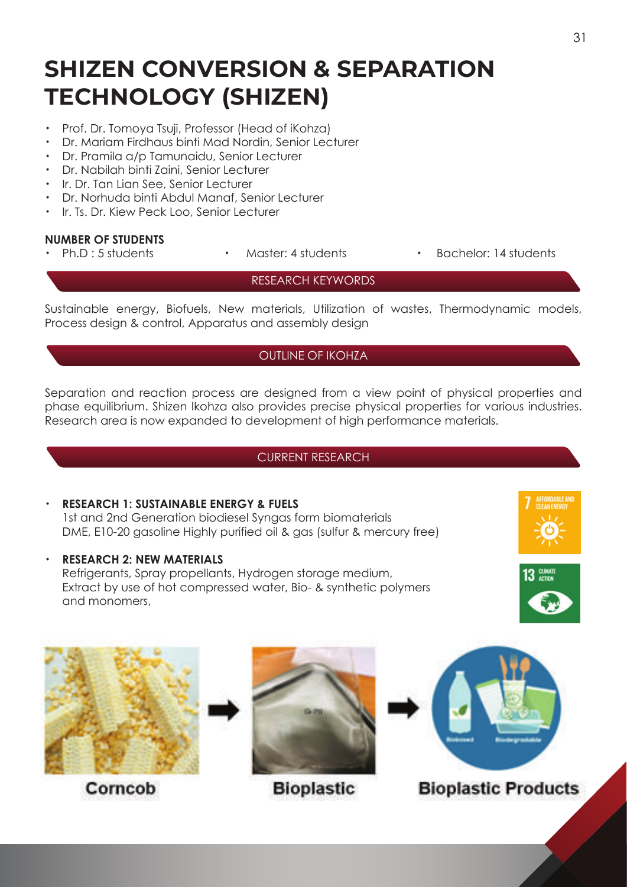# SHIZEN CONVERSION & SEPARATION TECHNOLOGY (SHIZEN)

- Prof. Dr. Tomoya Tsuji, Professor (Head of iKohza)
- Dr. Mariam Firdhaus binti Mad Nordin, Senior Lecturer
- Dr. Pramila a/p Tamunaidu, Senior Lecturer
- Dr. Nabilah binti Zaini, Senior Lecturer
- Ir. Dr. Tan Lian See, Senior Lecturer
- Dr. Norhuda binti Abdul Manaf, Senior Lecturer
- Ir. Ts. Dr. Kiew Peck Loo, Senior Lecturer

**NUMBER OF STUDENTS**

- Ph.D : 5 students
- Master: 4 students
- Bachelor: 14 students

## RESEARCH KEYWORDS

Sustainable energy, Biofuels, New materials, Utilization of wastes, Thermodynamic models, Process design & control, Apparatus and assembly design

## OUTLINE OF IKOHZA

Separation and reaction process are designed from a view point of physical properties and phase equilibrium. Shizen Ikohza also provides precise physical properties for various industries. Research area is now expanded to development of high performance materials.

## CURRENT RESEARCH

- **RESEARCH 1: SUSTAINABLE ENERGY & FUELS**
  1st and 2nd Generation biodiesel Syngas form biomaterials
  DME, E10-20 gasoline Highly purified oil & gas (sulfur & mercury free)

- **RESEARCH 2: NEW MATERIALS**
  Refrigerants, Spray propellants, Hydrogen storage medium,
  Extract by use of hot compressed water, Bio- & synthetic polymers and monomers,

Corncob → Bioplastic → Bioplastic Products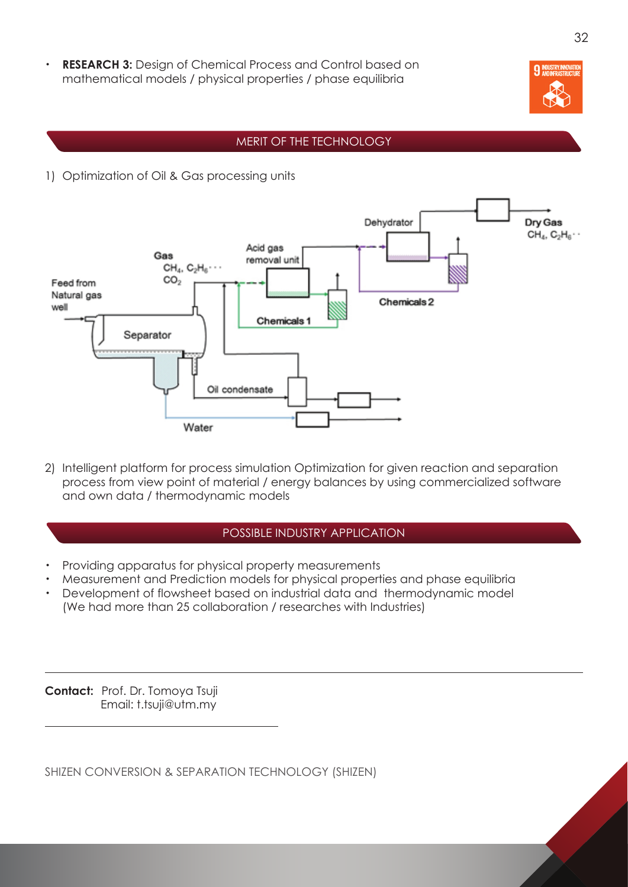- **RESEARCH 3:** Design of Chemical Process and Control based on mathematical models / physical properties / phase equilibria

## MERIT OF THE TECHNOLOGY

1) Optimization of Oil & Gas processing units

Dehydrator
Dry Gas
$CH_4$, $C_2H_6$···
Acid gas removal unit
Gas
$CH_4$, $C_2H_6$···
$CO_2$
Feed from Natural gas well
Chemicals 2
Chemicals 1
Separator
Oil condensate
Water

2) Intelligent platform for process simulation Optimization for given reaction and separation process from view point of material / energy balances by using commercialized software and own data / thermodynamic models

## POSSIBLE INDUSTRY APPLICATION

- Providing apparatus for physical property measurements
- Measurement and Prediction models for physical properties and phase equilibria
- Development of flowsheet based on industrial data and thermodynamic model (We had more than 25 collaboration / researches with Industries)

**Contact:** Prof. Dr. Tomoya Tsuji
Email: t.tsuji@utm.my

SHIZEN CONVERSION & SEPARATION TECHNOLOGY (SHIZEN)